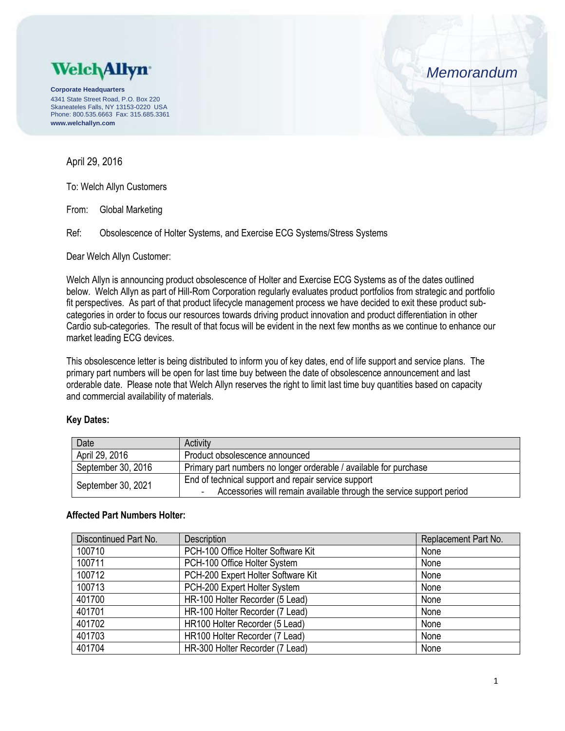**Welch Allyn**

**Corporate Headquarters**
4341 State Street Road, P.O. Box 220
Skaneateles Falls, NY 13153-0220 USA
Phone: 800.535.6663 Fax: 315.685.3361
**www.welchallyn.com**

*Memorandum*

April 29, 2016

To: Welch Allyn Customers

From: Global Marketing

Ref: Obsolescence of Holter Systems, and Exercise ECG Systems/Stress Systems

Dear Welch Allyn Customer:

Welch Allyn is announcing product obsolescence of Holter and Exercise ECG Systems as of the dates outlined below. Welch Allyn as part of Hill-Rom Corporation regularly evaluates product portfolios from strategic and portfolio fit perspectives. As part of that product lifecycle management process we have decided to exit these product sub-categories in order to focus our resources towards driving product innovation and product differentiation in other Cardio sub-categories. The result of that focus will be evident in the next few months as we continue to enhance our market leading ECG devices.

This obsolescence letter is being distributed to inform you of key dates, end of life support and service plans. The primary part numbers will be open for last time buy between the date of obsolescence announcement and last orderable date. Please note that Welch Allyn reserves the right to limit last time buy quantities based on capacity and commercial availability of materials.

**Key Dates:**

| Date | Activity |
|---|---|
| April 29, 2016 | Product obsolescence announced |
| September 30, 2016 | Primary part numbers no longer orderable / available for purchase |
| September 30, 2021 | End of technical support and repair service support<br>- Accessories will remain available through the service support period |

**Affected Part Numbers Holter:**

| Discontinued Part No. | Description | Replacement Part No. |
|---|---|---|
| 100710 | PCH-100 Office Holter Software Kit | None |
| 100711 | PCH-100 Office Holter System | None |
| 100712 | PCH-200 Expert Holter Software Kit | None |
| 100713 | PCH-200 Expert Holter System | None |
| 401700 | HR-100 Holter Recorder (5 Lead) | None |
| 401701 | HR-100 Holter Recorder (7 Lead) | None |
| 401702 | HR100 Holter Recorder (5 Lead) | None |
| 401703 | HR100 Holter Recorder (7 Lead) | None |
| 401704 | HR-300 Holter Recorder (7 Lead) | None |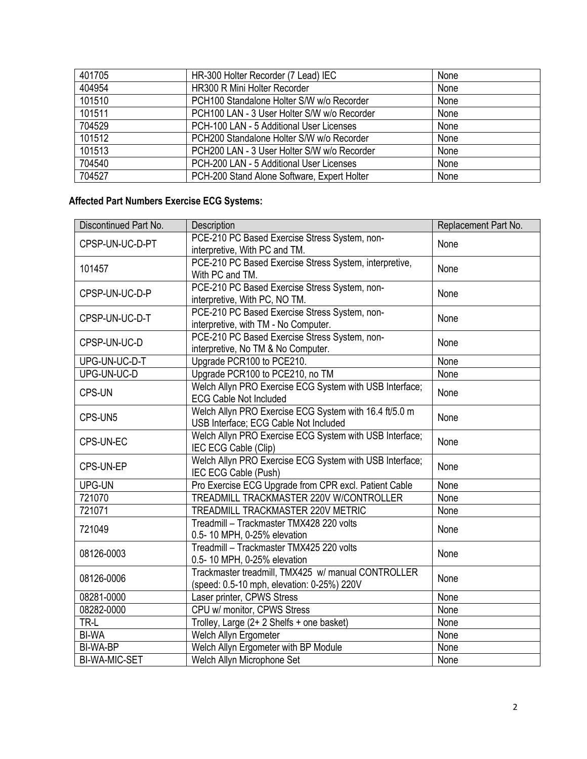| | | |
|---|---|---|
| 401705 | HR-300 Holter Recorder (7 Lead) IEC | None |
| 404954 | HR300 R Mini Holter Recorder | None |
| 101510 | PCH100 Standalone Holter S/W w/o Recorder | None |
| 101511 | PCH100 LAN - 3 User Holter S/W w/o Recorder | None |
| 704529 | PCH-100 LAN - 5 Additional User Licenses | None |
| 101512 | PCH200 Standalone Holter S/W w/o Recorder | None |
| 101513 | PCH200 LAN - 3 User Holter S/W w/o Recorder | None |
| 704540 | PCH-200 LAN - 5 Additional User Licenses | None |
| 704527 | PCH-200 Stand Alone Software, Expert Holter | None |

**Affected Part Numbers Exercise ECG Systems:**

| Discontinued Part No. | Description | Replacement Part No. |
|---|---|---|
| CPSP-UN-UC-D-PT | PCE-210 PC Based Exercise Stress System, non-interpretive, With PC and TM. | None |
| 101457 | PCE-210 PC Based Exercise Stress System, interpretive, With PC and TM. | None |
| CPSP-UN-UC-D-P | PCE-210 PC Based Exercise Stress System, non-interpretive, With PC, NO TM. | None |
| CPSP-UN-UC-D-T | PCE-210 PC Based Exercise Stress System, non-interpretive, with TM - No Computer. | None |
| CPSP-UN-UC-D | PCE-210 PC Based Exercise Stress System, non-interpretive, No TM & No Computer. | None |
| UPG-UN-UC-D-T | Upgrade PCR100 to PCE210. | None |
| UPG-UN-UC-D | Upgrade PCR100 to PCE210, no TM | None |
| CPS-UN | Welch Allyn PRO Exercise ECG System with USB Interface; ECG Cable Not Included | None |
| CPS-UN5 | Welch Allyn PRO Exercise ECG System with 16.4 ft/5.0 m USB Interface; ECG Cable Not Included | None |
| CPS-UN-EC | Welch Allyn PRO Exercise ECG System with USB Interface; IEC ECG Cable (Clip) | None |
| CPS-UN-EP | Welch Allyn PRO Exercise ECG System with USB Interface; IEC ECG Cable (Push) | None |
| UPG-UN | Pro Exercise ECG Upgrade from CPR excl. Patient Cable | None |
| 721070 | TREADMILL TRACKMASTER 220V W/CONTROLLER | None |
| 721071 | TREADMILL TRACKMASTER 220V METRIC | None |
| 721049 | Treadmill – Trackmaster TMX428 220 volts 0.5- 10 MPH, 0-25% elevation | None |
| 08126-0003 | Treadmill – Trackmaster TMX425 220 volts 0.5- 10 MPH, 0-25% elevation | None |
| 08126-0006 | Trackmaster treadmill, TMX425 w/ manual CONTROLLER (speed: 0.5-10 mph, elevation: 0-25%) 220V | None |
| 08281-0000 | Laser printer, CPWS Stress | None |
| 08282-0000 | CPU w/ monitor, CPWS Stress | None |
| TR-L | Trolley, Large (2+ 2 Shelfs + one basket) | None |
| BI-WA | Welch Allyn Ergometer | None |
| BI-WA-BP | Welch Allyn Ergometer with BP Module | None |
| BI-WA-MIC-SET | Welch Allyn Microphone Set | None |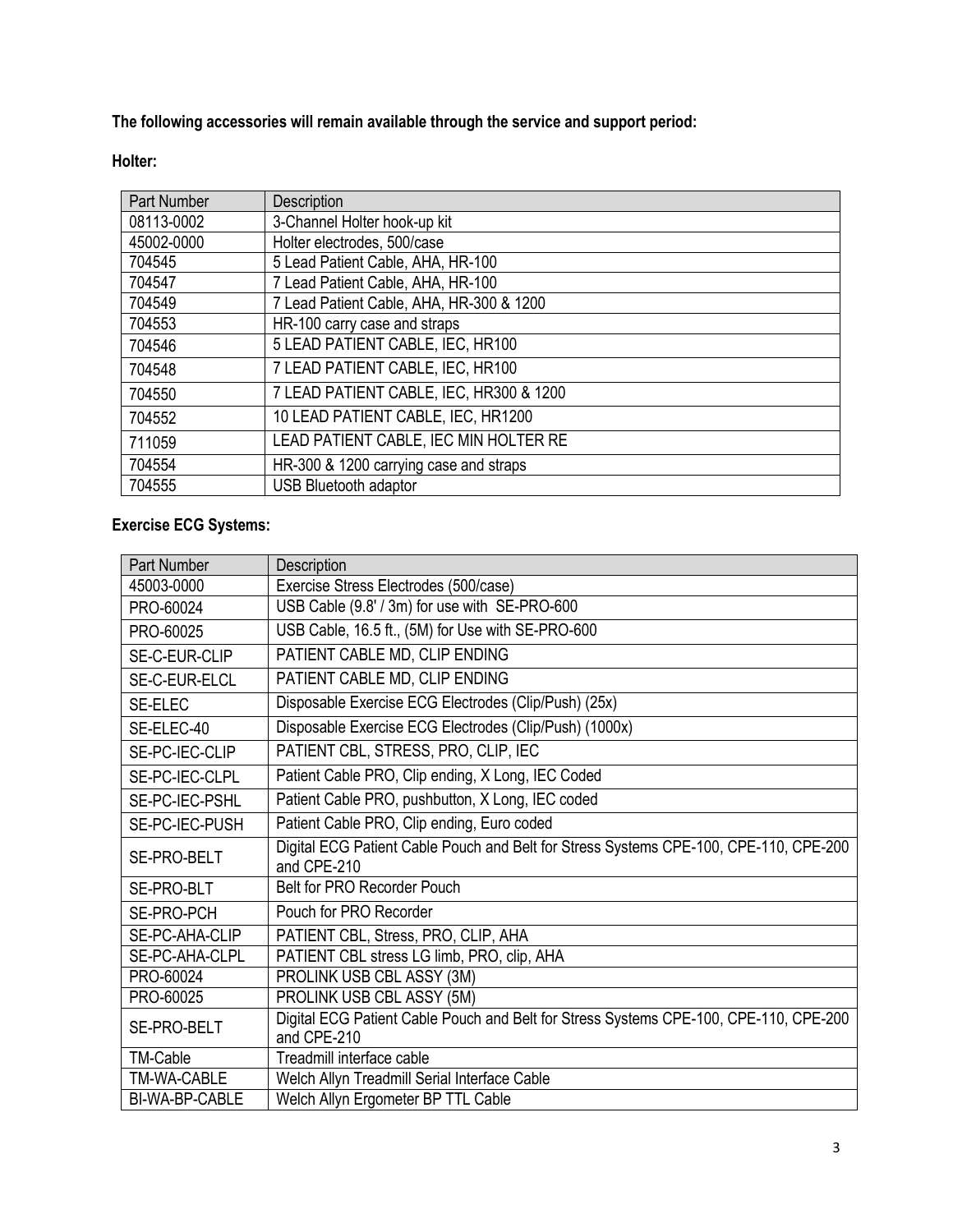**The following accessories will remain available through the service and support period:**

**Holter:**

| Part Number | Description |
|---|---|
| 08113-0002 | 3-Channel Holter hook-up kit |
| 45002-0000 | Holter electrodes, 500/case |
| 704545 | 5 Lead Patient Cable, AHA, HR-100 |
| 704547 | 7 Lead Patient Cable, AHA, HR-100 |
| 704549 | 7 Lead Patient Cable, AHA, HR-300 & 1200 |
| 704553 | HR-100 carry case and straps |
| 704546 | 5 LEAD PATIENT CABLE, IEC, HR100 |
| 704548 | 7 LEAD PATIENT CABLE, IEC, HR100 |
| 704550 | 7 LEAD PATIENT CABLE, IEC, HR300 & 1200 |
| 704552 | 10 LEAD PATIENT CABLE, IEC, HR1200 |
| 711059 | LEAD PATIENT CABLE, IEC MIN HOLTER RE |
| 704554 | HR-300 & 1200 carrying case and straps |
| 704555 | USB Bluetooth adaptor |

**Exercise ECG Systems:**

| Part Number | Description |
|---|---|
| 45003-0000 | Exercise Stress Electrodes (500/case) |
| PRO-60024 | USB Cable (9.8' / 3m) for use with SE-PRO-600 |
| PRO-60025 | USB Cable, 16.5 ft., (5M) for Use with SE-PRO-600 |
| SE-C-EUR-CLIP | PATIENT CABLE MD, CLIP ENDING |
| SE-C-EUR-ELCL | PATIENT CABLE MD, CLIP ENDING |
| SE-ELEC | Disposable Exercise ECG Electrodes (Clip/Push) (25x) |
| SE-ELEC-40 | Disposable Exercise ECG Electrodes (Clip/Push) (1000x) |
| SE-PC-IEC-CLIP | PATIENT CBL, STRESS, PRO, CLIP, IEC |
| SE-PC-IEC-CLPL | Patient Cable PRO, Clip ending, X Long, IEC Coded |
| SE-PC-IEC-PSHL | Patient Cable PRO, pushbutton, X Long, IEC coded |
| SE-PC-IEC-PUSH | Patient Cable PRO, Clip ending, Euro coded |
| SE-PRO-BELT | Digital ECG Patient Cable Pouch and Belt for Stress Systems CPE-100, CPE-110, CPE-200 and CPE-210 |
| SE-PRO-BLT | Belt for PRO Recorder Pouch |
| SE-PRO-PCH | Pouch for PRO Recorder |
| SE-PC-AHA-CLIP | PATIENT CBL, Stress, PRO, CLIP, AHA |
| SE-PC-AHA-CLPL | PATIENT CBL stress LG limb, PRO, clip, AHA |
| PRO-60024 | PROLINK USB CBL ASSY (3M) |
| PRO-60025 | PROLINK USB CBL ASSY (5M) |
| SE-PRO-BELT | Digital ECG Patient Cable Pouch and Belt for Stress Systems CPE-100, CPE-110, CPE-200 and CPE-210 |
| TM-Cable | Treadmill interface cable |
| TM-WA-CABLE | Welch Allyn Treadmill Serial Interface Cable |
| BI-WA-BP-CABLE | Welch Allyn Ergometer BP TTL Cable |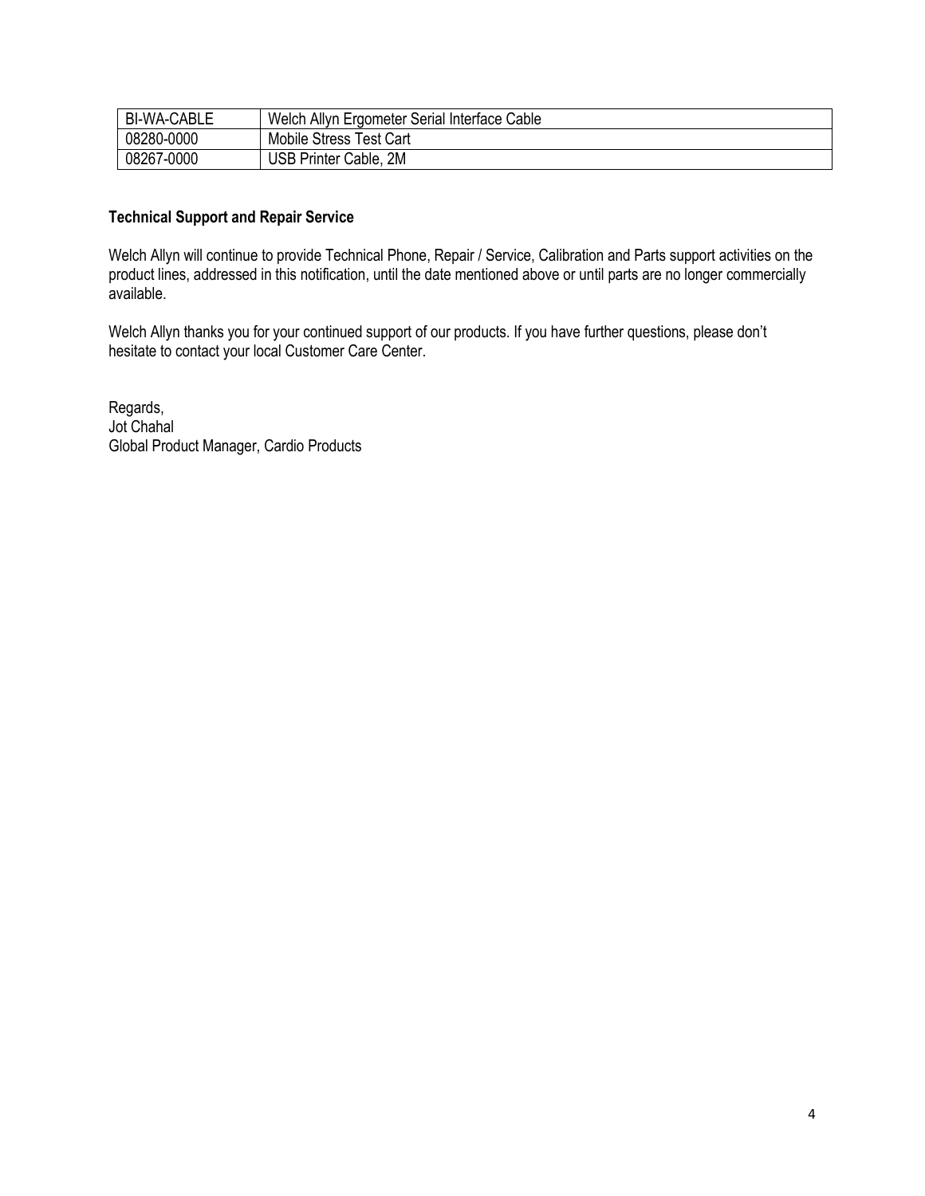| | |
|---|---|
| BI-WA-CABLE | Welch Allyn Ergometer Serial Interface Cable |
| 08280-0000 | Mobile Stress Test Cart |
| 08267-0000 | USB Printer Cable, 2M |

**Technical Support and Repair Service**

Welch Allyn will continue to provide Technical Phone, Repair / Service, Calibration and Parts support activities on the product lines, addressed in this notification, until the date mentioned above or until parts are no longer commercially available.

Welch Allyn thanks you for your continued support of our products. If you have further questions, please don't hesitate to contact your local Customer Care Center.

Regards,
Jot Chahal
Global Product Manager, Cardio Products